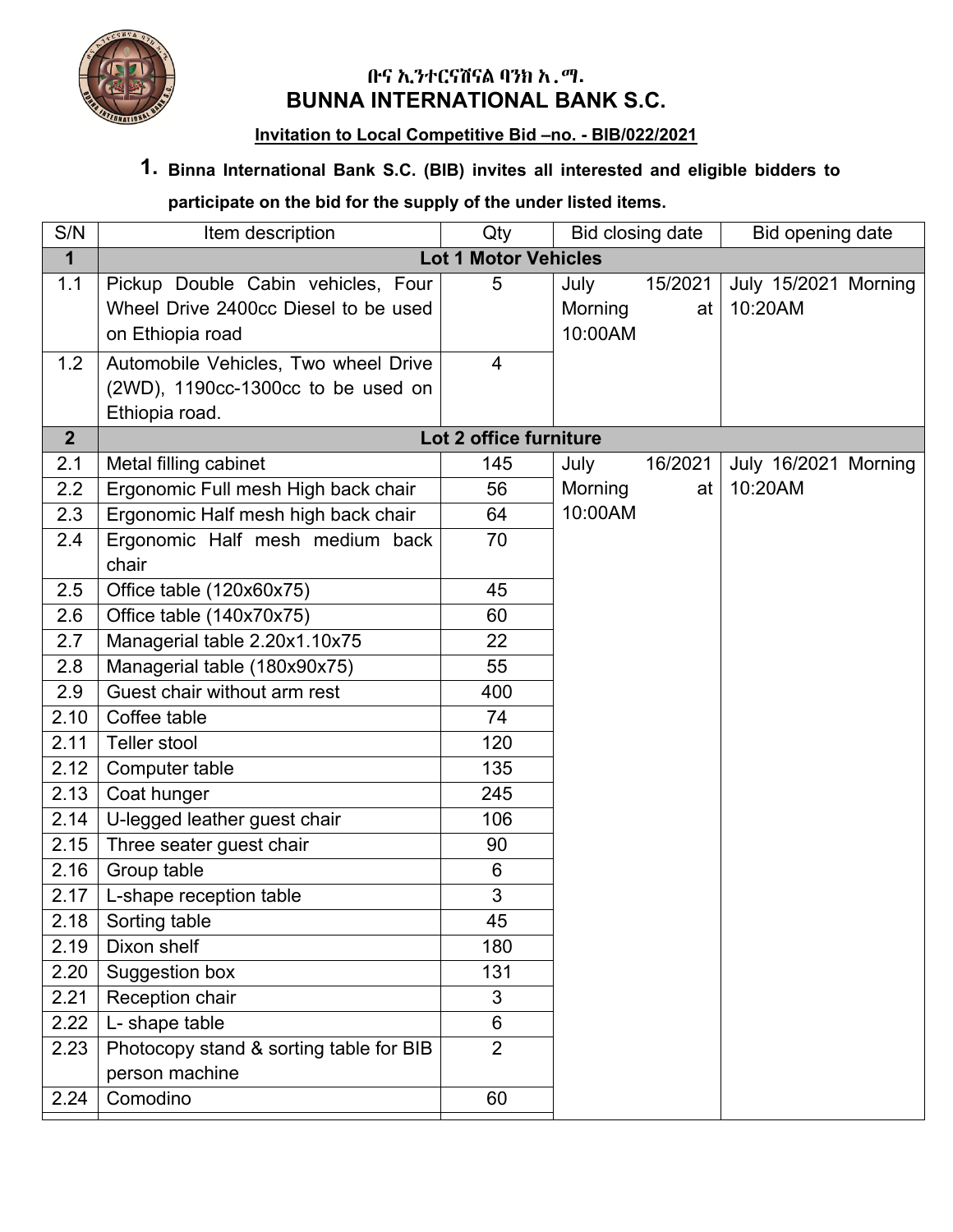# ቡና ኢንተርናሽናል ባንክ አ.ማ.

# BUNNA INTERNATIONAL BANK S.C.

**Invitation to Local Competitive Bid –no. - BIB/022/2021**

1. **Binna International Bank S.C. (BIB) invites all interested and eligible bidders to participate on the bid for the supply of the under listed items.**

| S/N | Item description | Qty | Bid closing date | Bid opening date |
|---|---|---|---|---|
| **1** | **Lot 1 Motor Vehicles** | | | |
| 1.1 | Pickup Double Cabin vehicles, Four Wheel Drive 2400cc Diesel to be used on Ethiopia road | 5 | July 15/2021 Morning at 10:00AM | July 15/2021 Morning 10:20AM |
| 1.2 | Automobile Vehicles, Two wheel Drive (2WD), 1190cc-1300cc to be used on Ethiopia road. | 4 | | |
| **2** | **Lot 2 office furniture** | | | |
| 2.1 | Metal filling cabinet | 145 | July 16/2021 Morning at 10:00AM | July 16/2021 Morning 10:20AM |
| 2.2 | Ergonomic Full mesh High back chair | 56 | | |
| 2.3 | Ergonomic Half mesh high back chair | 64 | | |
| 2.4 | Ergonomic Half mesh medium back chair | 70 | | |
| 2.5 | Office table (120x60x75) | 45 | | |
| 2.6 | Office table (140x70x75) | 60 | | |
| 2.7 | Managerial table 2.20x1.10x75 | 22 | | |
| 2.8 | Managerial table (180x90x75) | 55 | | |
| 2.9 | Guest chair without arm rest | 400 | | |
| 2.10 | Coffee table | 74 | | |
| 2.11 | Teller stool | 120 | | |
| 2.12 | Computer table | 135 | | |
| 2.13 | Coat hunger | 245 | | |
| 2.14 | U-legged leather guest chair | 106 | | |
| 2.15 | Three seater guest chair | 90 | | |
| 2.16 | Group table | 6 | | |
| 2.17 | L-shape reception table | 3 | | |
| 2.18 | Sorting table | 45 | | |
| 2.19 | Dixon shelf | 180 | | |
| 2.20 | Suggestion box | 131 | | |
| 2.21 | Reception chair | 3 | | |
| 2.22 | L- shape table | 6 | | |
| 2.23 | Photocopy stand & sorting table for BIB person machine | 2 | | |
| 2.24 | Comodino | 60 | | |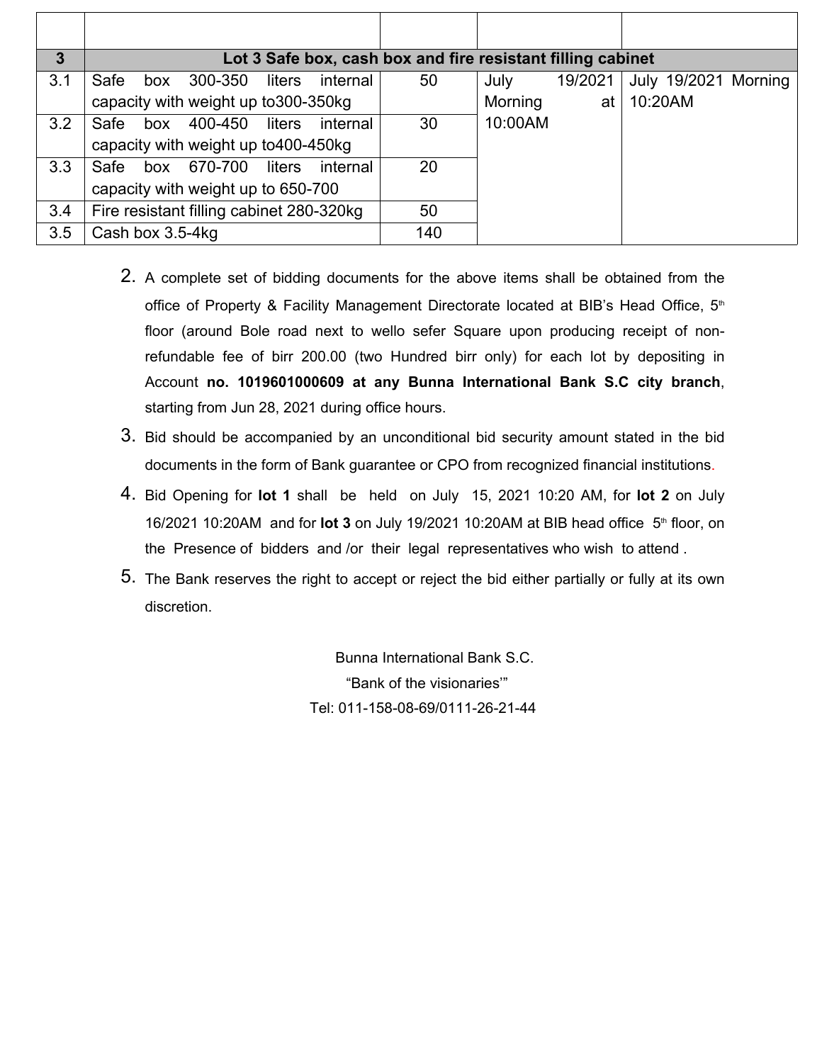| | | | | |
|---|---|---|---|---|
| | | | | |
| **3** | **Lot 3 Safe box, cash box and fire resistant filling cabinet** | | | |
| 3.1 | Safe box 300-350 liters internal capacity with weight up to300-350kg | 50 | July 19/2021 Morning at 10:00AM | July 19/2021 Morning 10:20AM |
| 3.2 | Safe box 400-450 liters internal capacity with weight up to400-450kg | 30 | | |
| 3.3 | Safe box 670-700 liters internal capacity with weight up to 650-700 | 20 | | |
| 3.4 | Fire resistant filling cabinet 280-320kg | 50 | | |
| 3.5 | Cash box 3.5-4kg | 140 | | |

2. A complete set of bidding documents for the above items shall be obtained from the office of Property & Facility Management Directorate located at BIB's Head Office, 5th floor (around Bole road next to wello sefer Square upon producing receipt of non-refundable fee of birr 200.00 (two Hundred birr only) for each lot by depositing in Account **no. 1019601000609 at any Bunna International Bank S.C city branch**, starting from Jun 28, 2021 during office hours.
3. Bid should be accompanied by an unconditional bid security amount stated in the bid documents in the form of Bank guarantee or CPO from recognized financial institutions.
4. Bid Opening for **lot 1** shall be held on July 15, 2021 10:20 AM, for **lot 2** on July 16/2021 10:20AM and for **lot 3** on July 19/2021 10:20AM at BIB head office 5th floor, on the Presence of bidders and /or their legal representatives who wish to attend .
5. The Bank reserves the right to accept or reject the bid either partially or fully at its own discretion.

Bunna International Bank S.C.

"Bank of the visionaries'"

Tel: 011-158-08-69/0111-26-21-44